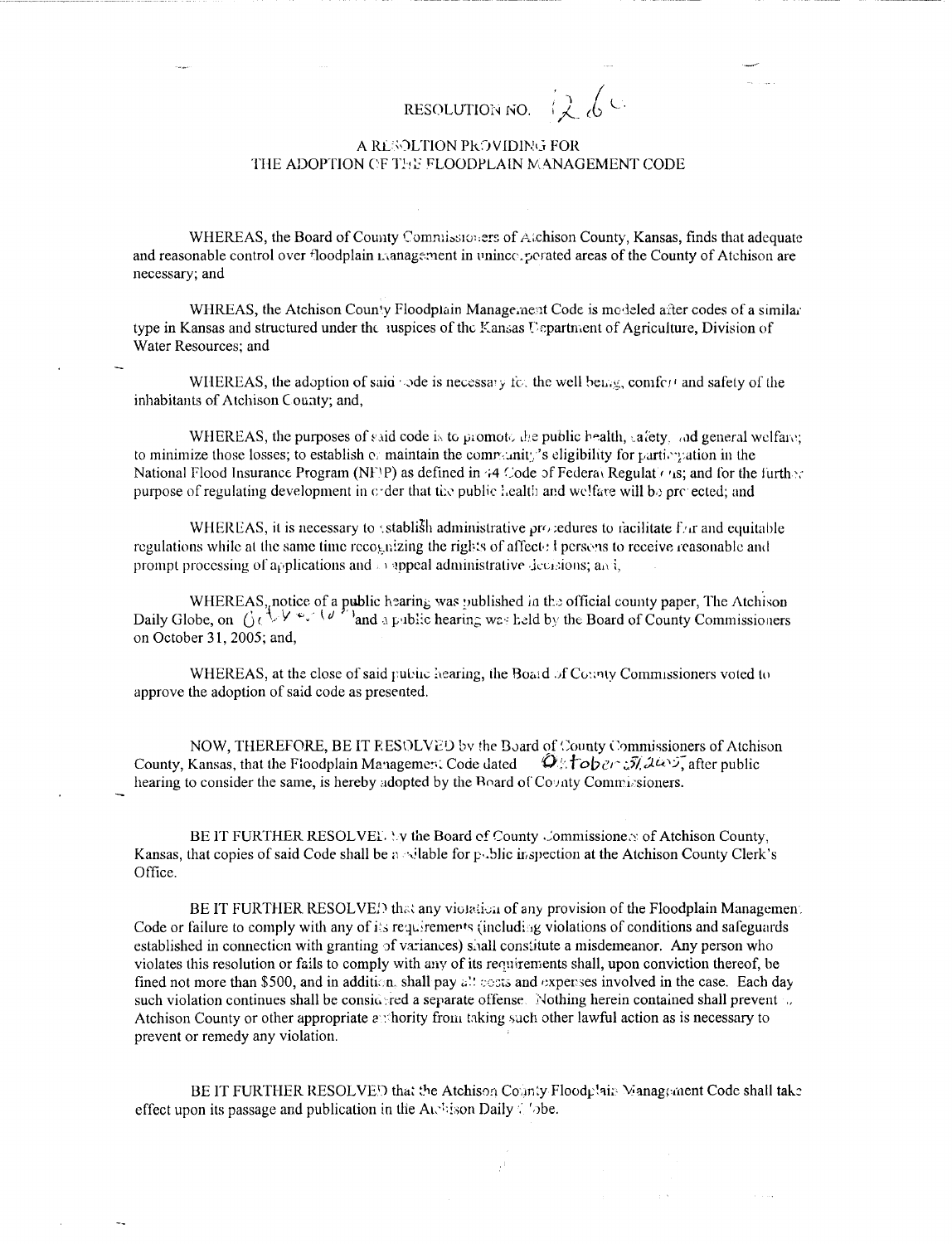# RESOLUTION NO. 1266

## A RESOLUTION PROVIDING FOR THE ADOPTION OF THE FLOODPLAIN MANAGEMENT CODE

WHEREAS, the Board of County Commissioners of Atchison County, Kansas, finds that adequate and reasonable control over floodplain management in unincorporated areas of the County of Atchison are necessary; and

WHREAS, the Atchison County Floodplain Management Code is modeled after codes of a similar type in Kansas and structured under the auspices of the Kansas Department of Agriculture, Division of Water Resources; and

WHEREAS, the adoption of said code is necessary for the well being, comfort and safety of the inhabitants of Atchison County; and,

WHEREAS, the purposes of said code is to promote the public health, safety, and general welfare; to minimize those losses; to establish or maintain the community's eligibility for participation in the National Flood Insurance Program (NFIP) as defined in 44 Code of Federal Regulations; and for the further purpose of regulating development in order that the public health and welfare will be protected; and

WHEREAS, it is necessary to establish administrative procedures to facilitate fair and equitable regulations while at the same time recognizing the rights of affected persons to receive reasonable and prompt processing of applications and to appeal administrative decisions; and,

WHEREAS, notice of a public hearing was published in the official county paper, The Atchison Daily Globe, on October 10 and a public hearing was held by the Board of County Commissioners on October 31, 2005; and,

WHEREAS, at the close of said public hearing, the Board of County Commissioners voted to approve the adoption of said code as presented.

NOW, THEREFORE, BE IT RESOLVED by the Board of County Commissioners of Atchison County, Kansas, that the Floodplain Management Code dated October 31, 2005, after public hearing to consider the same, is hereby adopted by the Board of County Commissioners.

BE IT FURTHER RESOLVED by the Board of County Commissioners of Atchison County, Kansas, that copies of said Code shall be available for public inspection at the Atchison County Clerk's Office.

BE IT FURTHER RESOLVED that any violation of any provision of the Floodplain Management Code or failure to comply with any of its requirements (including violations of conditions and safeguards established in connection with granting of variances) shall constitute a misdemeanor. Any person who violates this resolution or fails to comply with any of its requirements shall, upon conviction thereof, be fined not more than $500, and in addition, shall pay all costs and expenses involved in the case. Each day such violation continues shall be considered a separate offense. Nothing herein contained shall prevent Atchison County or other appropriate authority from taking such other lawful action as is necessary to prevent or remedy any violation.

BE IT FURTHER RESOLVED that the Atchison County Floodplain Management Code shall take effect upon its passage and publication in the Atchison Daily Globe.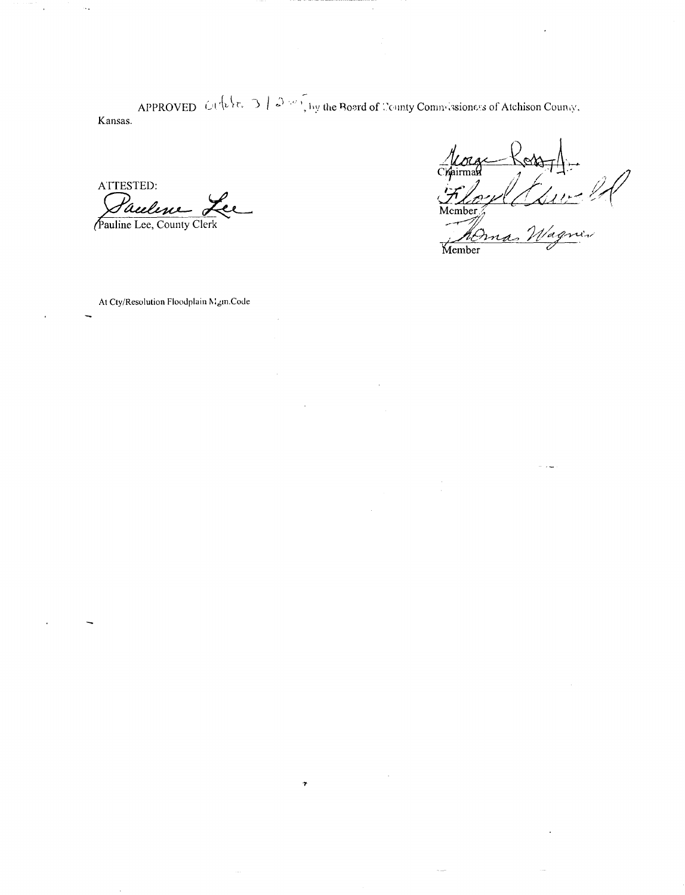APPROVED October 3, 2005, by the Board of County Commissioners of Atchison County, Kansas.

ATTESTED:

Pauline Lee

Pauline Lee, County Clerk

George Ross Jr.

Chairman

Floyd Edwards

Member

Thomas Wagner

Member

At Cty/Resolution Floodplain Mgm.Code